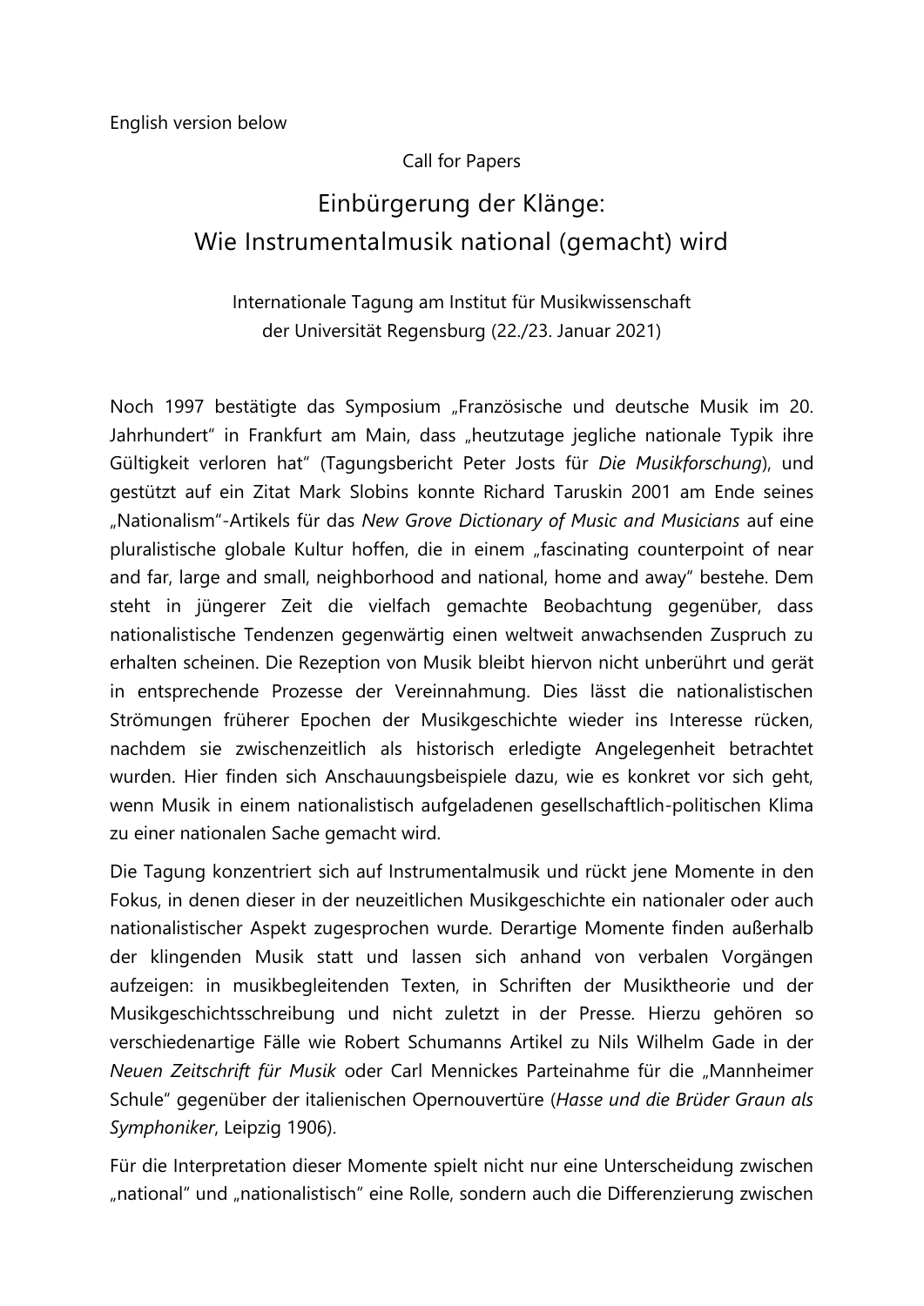English version below

Call for Papers

# Einbürgerung der Klänge: Wie Instrumentalmusik national (gemacht) wird

Internationale Tagung am Institut für Musikwissenschaft der Universität Regensburg (22./23. Januar 2021)

Noch 1997 bestätigte das Symposium „Französische und deutsche Musik im 20. Jahrhundert" in Frankfurt am Main, dass „heutzutage jegliche nationale Typik ihre Gültigkeit verloren hat" (Tagungsbericht Peter Josts für *Die Musikforschung*), und gestützt auf ein Zitat Mark Slobins konnte Richard Taruskin 2001 am Ende seines „Nationalism"-Artikels für das *New Grove Dictionary of Music and Musicians* auf eine pluralistische globale Kultur hoffen, die in einem „fascinating counterpoint of near and far, large and small, neighborhood and national, home and away" bestehe. Dem steht in jüngerer Zeit die vielfach gemachte Beobachtung gegenüber, dass nationalistische Tendenzen gegenwärtig einen weltweit anwachsenden Zuspruch zu erhalten scheinen. Die Rezeption von Musik bleibt hiervon nicht unberührt und gerät in entsprechende Prozesse der Vereinnahmung. Dies lässt die nationalistischen Strömungen früherer Epochen der Musikgeschichte wieder ins Interesse rücken, nachdem sie zwischenzeitlich als historisch erledigte Angelegenheit betrachtet wurden. Hier finden sich Anschauungsbeispiele dazu, wie es konkret vor sich geht, wenn Musik in einem nationalistisch aufgeladenen gesellschaftlich-politischen Klima zu einer nationalen Sache gemacht wird.

Die Tagung konzentriert sich auf Instrumentalmusik und rückt jene Momente in den Fokus, in denen dieser in der neuzeitlichen Musikgeschichte ein nationaler oder auch nationalistischer Aspekt zugesprochen wurde. Derartige Momente finden außerhalb der klingenden Musik statt und lassen sich anhand von verbalen Vorgängen aufzeigen: in musikbegleitenden Texten, in Schriften der Musiktheorie und der Musikgeschichtsschreibung und nicht zuletzt in der Presse. Hierzu gehören so verschiedenartige Fälle wie Robert Schumanns Artikel zu Nils Wilhelm Gade in der *Neuen Zeitschrift für Musik* oder Carl Mennickes Parteinahme für die „Mannheimer Schule" gegenüber der italienischen Opernouvertüre (*Hasse und die Brüder Graun als Symphoniker*, Leipzig 1906).

Für die Interpretation dieser Momente spielt nicht nur eine Unterscheidung zwischen „national" und „nationalistisch" eine Rolle, sondern auch die Differenzierung zwischen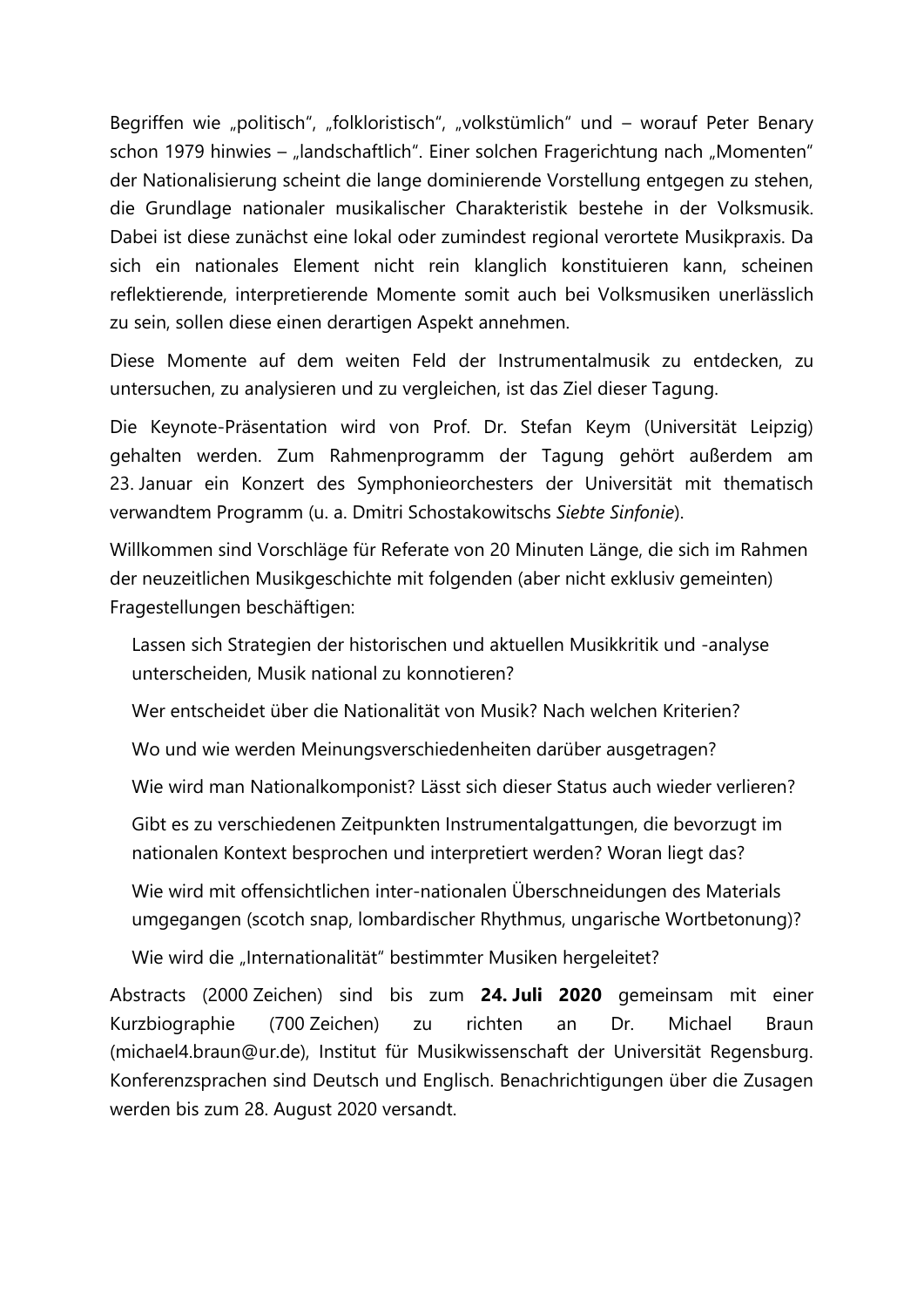Begriffen wie „politisch", „folkloristisch", „volkstümlich" und – worauf Peter Benary schon 1979 hinwies – „landschaftlich". Einer solchen Fragerichtung nach „Momenten" der Nationalisierung scheint die lange dominierende Vorstellung entgegen zu stehen, die Grundlage nationaler musikalischer Charakteristik bestehe in der Volksmusik. Dabei ist diese zunächst eine lokal oder zumindest regional verortete Musikpraxis. Da sich ein nationales Element nicht rein klanglich konstituieren kann, scheinen reflektierende, interpretierende Momente somit auch bei Volksmusiken unerlässlich zu sein, sollen diese einen derartigen Aspekt annehmen.

Diese Momente auf dem weiten Feld der Instrumentalmusik zu entdecken, zu untersuchen, zu analysieren und zu vergleichen, ist das Ziel dieser Tagung.

Die Keynote-Präsentation wird von Prof. Dr. Stefan Keym (Universität Leipzig) gehalten werden. Zum Rahmenprogramm der Tagung gehört außerdem am 23. Januar ein Konzert des Symphonieorchesters der Universität mit thematisch verwandtem Programm (u. a. Dmitri Schostakowitschs *Siebte Sinfonie*).

Willkommen sind Vorschläge für Referate von 20 Minuten Länge, die sich im Rahmen der neuzeitlichen Musikgeschichte mit folgenden (aber nicht exklusiv gemeinten) Fragestellungen beschäftigen:

- Lassen sich Strategien der historischen und aktuellen Musikkritik und -analyse unterscheiden, Musik national zu konnotieren?
- Wer entscheidet über die Nationalität von Musik? Nach welchen Kriterien?
- Wo und wie werden Meinungsverschiedenheiten darüber ausgetragen?
- Wie wird man Nationalkomponist? Lässt sich dieser Status auch wieder verlieren?
- Gibt es zu verschiedenen Zeitpunkten Instrumentalgattungen, die bevorzugt im nationalen Kontext besprochen und interpretiert werden? Woran liegt das?
- Wie wird mit offensichtlichen inter-nationalen Überschneidungen des Materials umgegangen (scotch snap, lombardischer Rhythmus, ungarische Wortbetonung)?
- Wie wird die „Internationalität" bestimmter Musiken hergeleitet?

Abstracts (2000 Zeichen) sind bis zum **24. Juli 2020** gemeinsam mit einer Kurzbiographie (700 Zeichen) zu richten an Dr. Michael Braun (michael4.braun@ur.de), Institut für Musikwissenschaft der Universität Regensburg. Konferenzsprachen sind Deutsch und Englisch. Benachrichtigungen über die Zusagen werden bis zum 28. August 2020 versandt.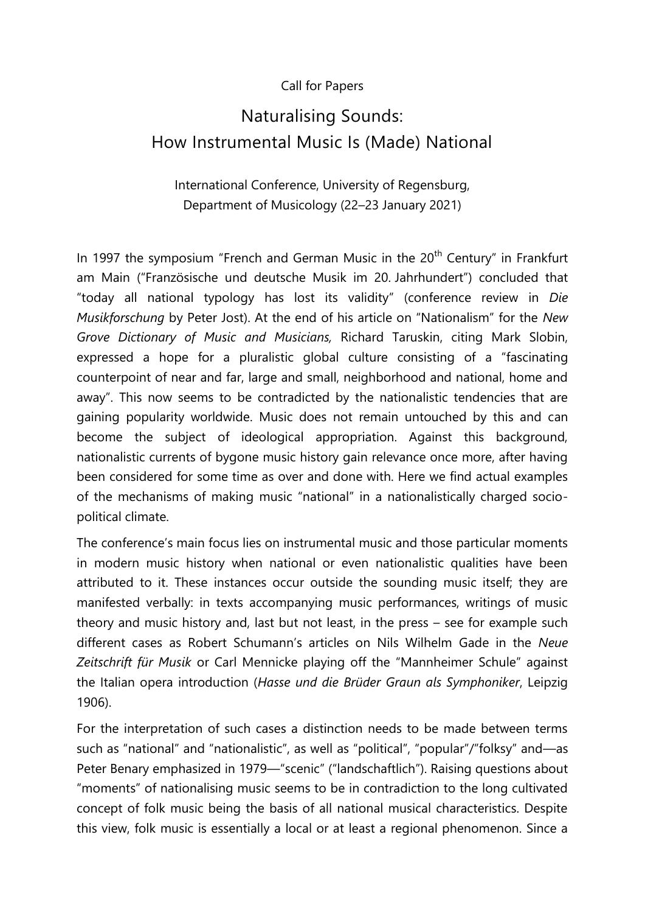Call for Papers

# Naturalising Sounds: How Instrumental Music Is (Made) National

International Conference, University of Regensburg, Department of Musicology (22–23 January 2021)

In 1997 the symposium "French and German Music in the 20th Century" in Frankfurt am Main ("Französische und deutsche Musik im 20. Jahrhundert") concluded that "today all national typology has lost its validity" (conference review in *Die Musikforschung* by Peter Jost). At the end of his article on "Nationalism" for the *New Grove Dictionary of Music and Musicians,* Richard Taruskin, citing Mark Slobin, expressed a hope for a pluralistic global culture consisting of a "fascinating counterpoint of near and far, large and small, neighborhood and national, home and away". This now seems to be contradicted by the nationalistic tendencies that are gaining popularity worldwide. Music does not remain untouched by this and can become the subject of ideological appropriation. Against this background, nationalistic currents of bygone music history gain relevance once more, after having been considered for some time as over and done with. Here we find actual examples of the mechanisms of making music "national" in a nationalistically charged socio-political climate.

The conference's main focus lies on instrumental music and those particular moments in modern music history when national or even nationalistic qualities have been attributed to it. These instances occur outside the sounding music itself; they are manifested verbally: in texts accompanying music performances, writings of music theory and music history and, last but not least, in the press – see for example such different cases as Robert Schumann's articles on Nils Wilhelm Gade in the *Neue Zeitschrift für Musik* or Carl Mennicke playing off the "Mannheimer Schule" against the Italian opera introduction (*Hasse und die Brüder Graun als Symphoniker*, Leipzig 1906).

For the interpretation of such cases a distinction needs to be made between terms such as "national" and "nationalistic", as well as "political", "popular"/"folksy" and—as Peter Benary emphasized in 1979—"scenic" ("landschaftlich"). Raising questions about "moments" of nationalising music seems to be in contradiction to the long cultivated concept of folk music being the basis of all national musical characteristics. Despite this view, folk music is essentially a local or at least a regional phenomenon. Since a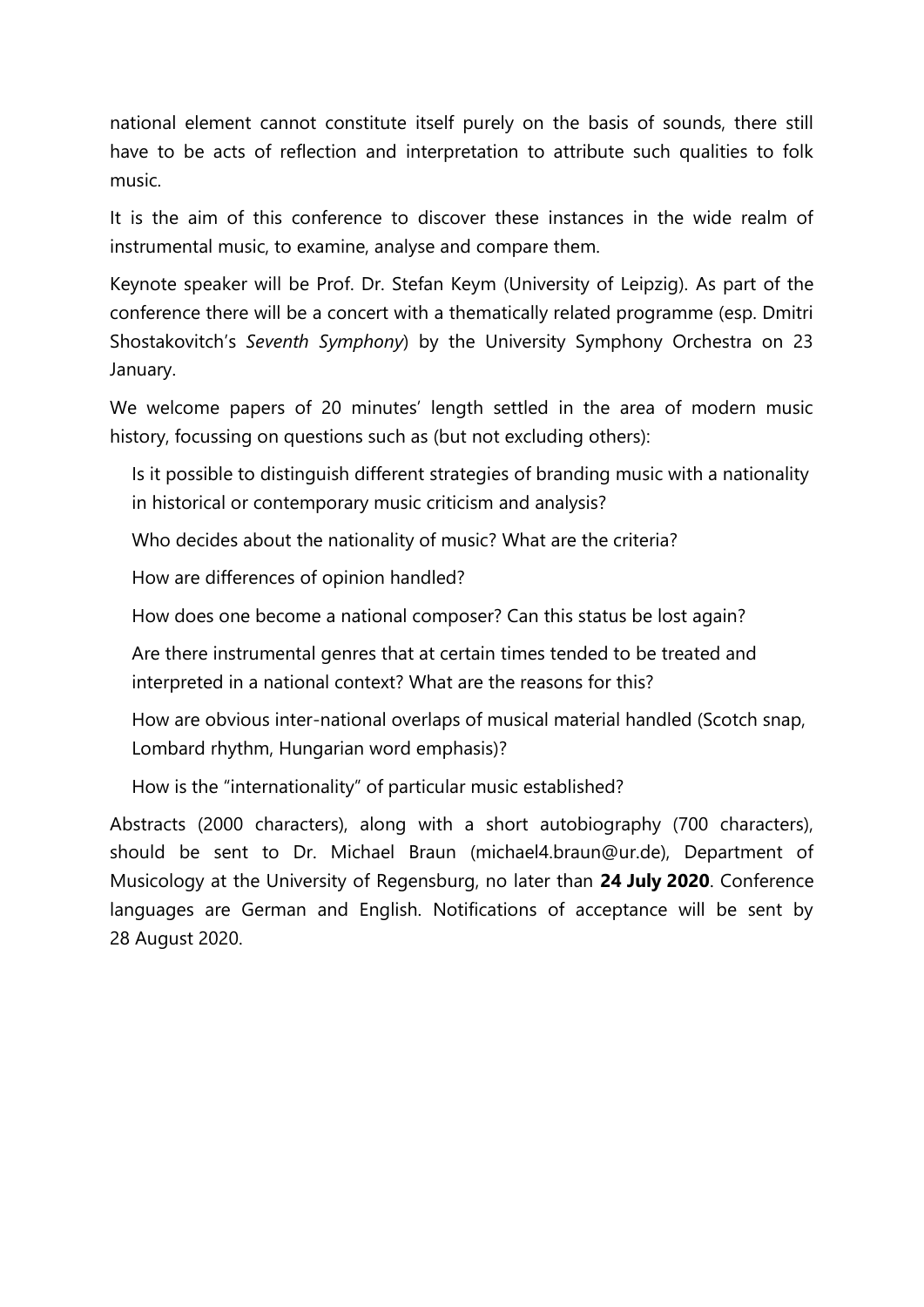national element cannot constitute itself purely on the basis of sounds, there still have to be acts of reflection and interpretation to attribute such qualities to folk music.

It is the aim of this conference to discover these instances in the wide realm of instrumental music, to examine, analyse and compare them.

Keynote speaker will be Prof. Dr. Stefan Keym (University of Leipzig). As part of the conference there will be a concert with a thematically related programme (esp. Dmitri Shostakovitch's *Seventh Symphony*) by the University Symphony Orchestra on 23 January.

We welcome papers of 20 minutes' length settled in the area of modern music history, focussing on questions such as (but not excluding others):

- Is it possible to distinguish different strategies of branding music with a nationality in historical or contemporary music criticism and analysis?
- Who decides about the nationality of music? What are the criteria?
- How are differences of opinion handled?
- How does one become a national composer? Can this status be lost again?
- Are there instrumental genres that at certain times tended to be treated and interpreted in a national context? What are the reasons for this?
- How are obvious inter-national overlaps of musical material handled (Scotch snap, Lombard rhythm, Hungarian word emphasis)?
- How is the "internationality" of particular music established?

Abstracts (2000 characters), along with a short autobiography (700 characters), should be sent to Dr. Michael Braun (michael4.braun@ur.de), Department of Musicology at the University of Regensburg, no later than **24 July 2020**. Conference languages are German and English. Notifications of acceptance will be sent by 28 August 2020.